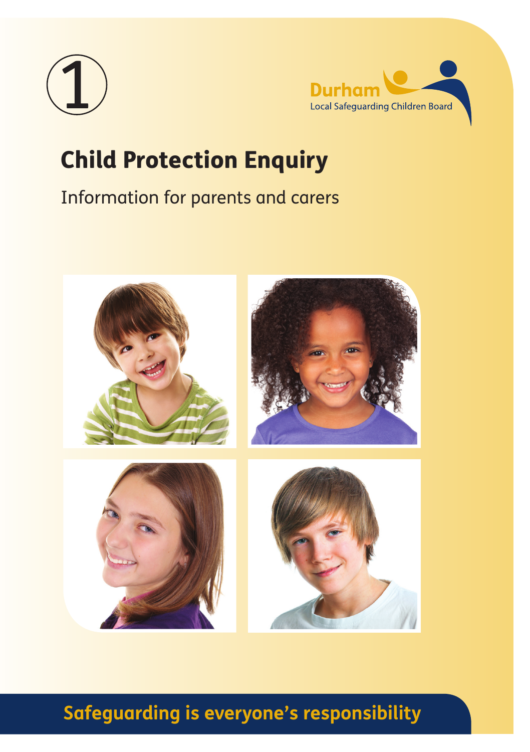①

Durham
Local Safeguarding Children Board

# Child Protection Enquiry

Information for parents and carers

**Safeguarding is everyone's responsibility**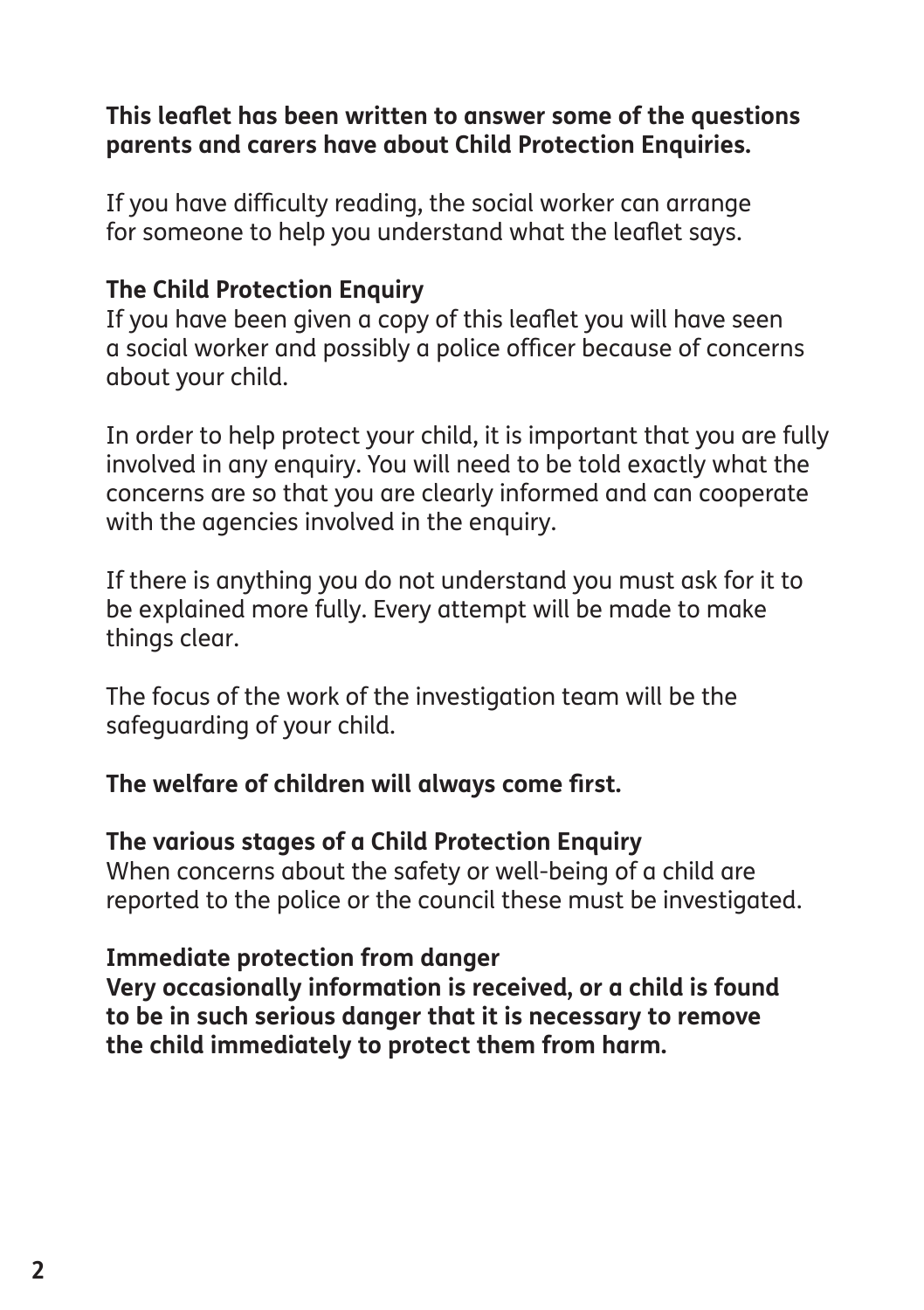**This leaflet has been written to answer some of the questions parents and carers have about Child Protection Enquiries.**

If you have difficulty reading, the social worker can arrange for someone to help you understand what the leaflet says.

## The Child Protection Enquiry

If you have been given a copy of this leaflet you will have seen a social worker and possibly a police officer because of concerns about your child.

In order to help protect your child, it is important that you are fully involved in any enquiry. You will need to be told exactly what the concerns are so that you are clearly informed and can cooperate with the agencies involved in the enquiry.

If there is anything you do not understand you must ask for it to be explained more fully. Every attempt will be made to make things clear.

The focus of the work of the investigation team will be the safeguarding of your child.

**The welfare of children will always come first.**

## The various stages of a Child Protection Enquiry

When concerns about the safety or well-being of a child are reported to the police or the council these must be investigated.

### Immediate protection from danger

**Very occasionally information is received, or a child is found to be in such serious danger that it is necessary to remove the child immediately to protect them from harm.**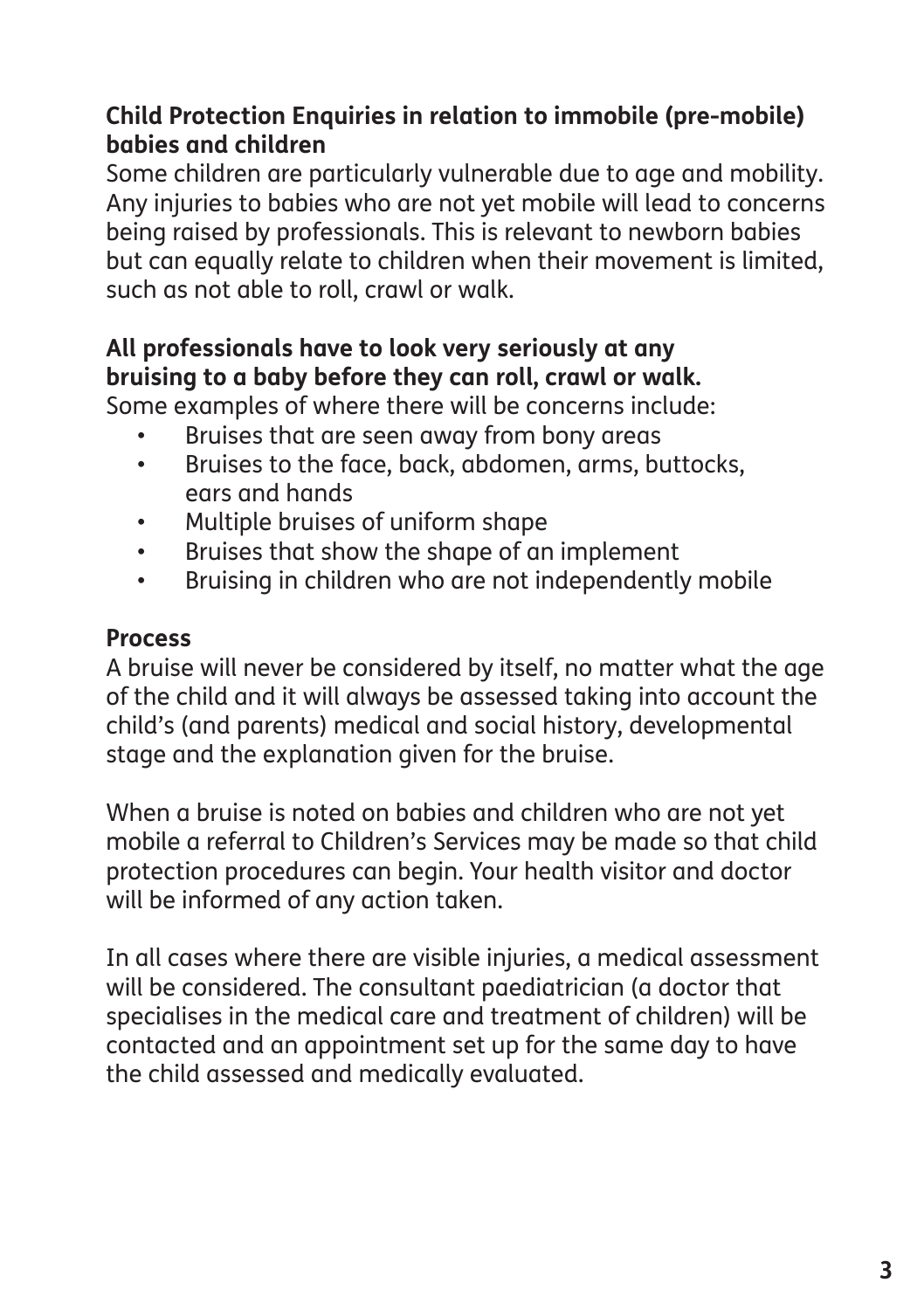## Child Protection Enquiries in relation to immobile (pre-mobile) babies and children

Some children are particularly vulnerable due to age and mobility. Any injuries to babies who are not yet mobile will lead to concerns being raised by professionals. This is relevant to newborn babies but can equally relate to children when their movement is limited, such as not able to roll, crawl or walk.

**All professionals have to look very seriously at any bruising to a baby before they can roll, crawl or walk.**

Some examples of where there will be concerns include:

- Bruises that are seen away from bony areas
- Bruises to the face, back, abdomen, arms, buttocks, ears and hands
- Multiple bruises of uniform shape
- Bruises that show the shape of an implement
- Bruising in children who are not independently mobile

## Process

A bruise will never be considered by itself, no matter what the age of the child and it will always be assessed taking into account the child's (and parents) medical and social history, developmental stage and the explanation given for the bruise.

When a bruise is noted on babies and children who are not yet mobile a referral to Children's Services may be made so that child protection procedures can begin. Your health visitor and doctor will be informed of any action taken.

In all cases where there are visible injuries, a medical assessment will be considered. The consultant paediatrician (a doctor that specialises in the medical care and treatment of children) will be contacted and an appointment set up for the same day to have the child assessed and medically evaluated.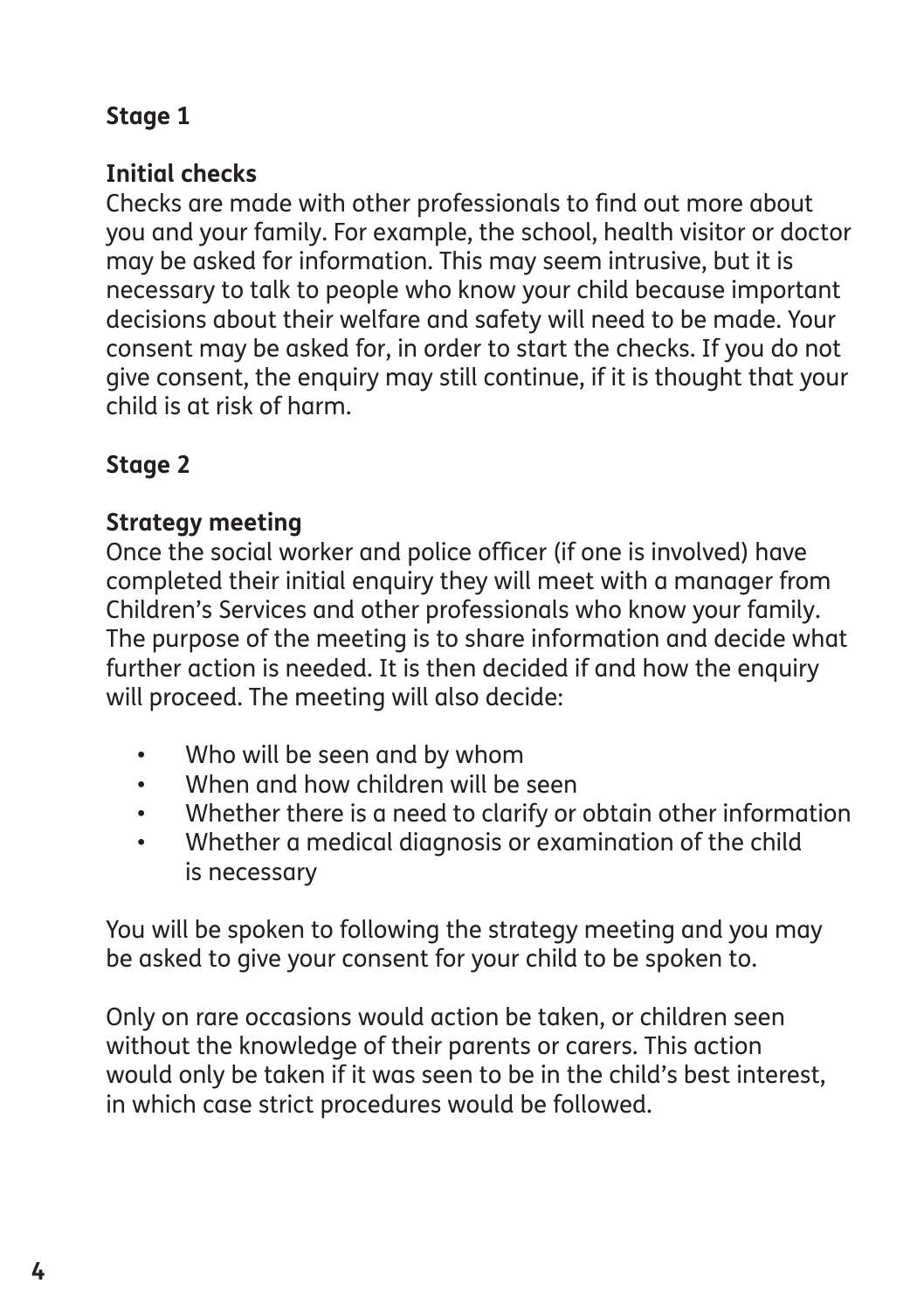## Stage 1

### Initial checks

Checks are made with other professionals to find out more about you and your family. For example, the school, health visitor or doctor may be asked for information. This may seem intrusive, but it is necessary to talk to people who know your child because important decisions about their welfare and safety will need to be made. Your consent may be asked for, in order to start the checks. If you do not give consent, the enquiry may still continue, if it is thought that your child is at risk of harm.

## Stage 2

### Strategy meeting

Once the social worker and police officer (if one is involved) have completed their initial enquiry they will meet with a manager from Children's Services and other professionals who know your family. The purpose of the meeting is to share information and decide what further action is needed. It is then decided if and how the enquiry will proceed. The meeting will also decide:

- Who will be seen and by whom
- When and how children will be seen
- Whether there is a need to clarify or obtain other information
- Whether a medical diagnosis or examination of the child is necessary

You will be spoken to following the strategy meeting and you may be asked to give your consent for your child to be spoken to.

Only on rare occasions would action be taken, or children seen without the knowledge of their parents or carers. This action would only be taken if it was seen to be in the child's best interest, in which case strict procedures would be followed.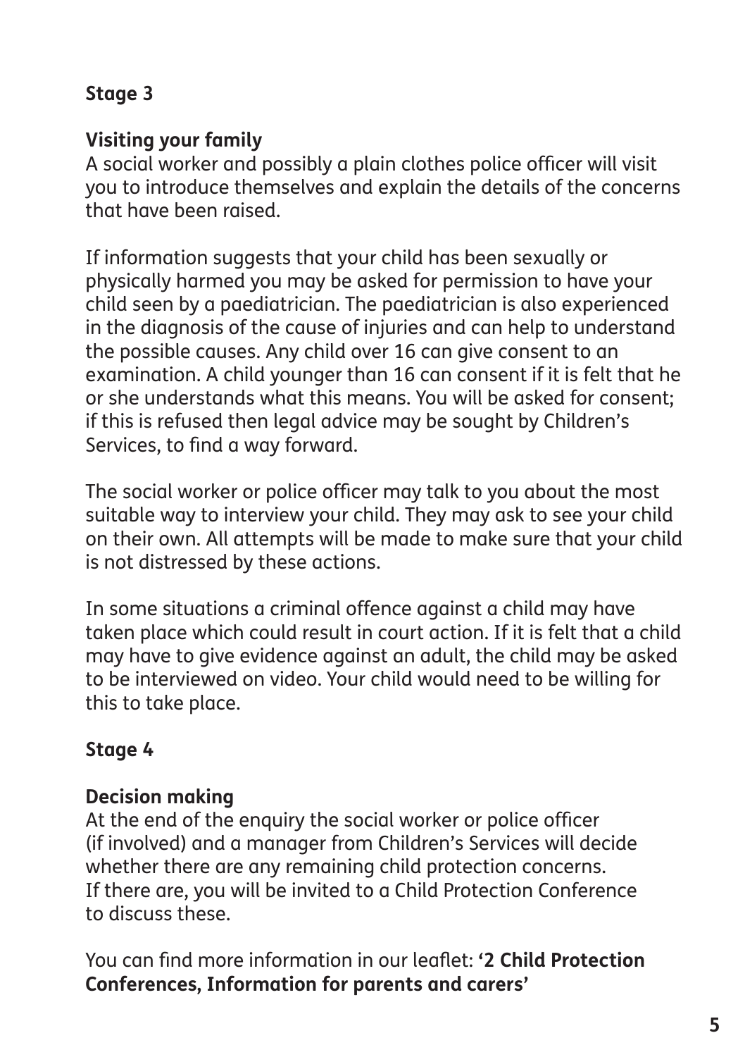## Stage 3

### Visiting your family

A social worker and possibly a plain clothes police officer will visit you to introduce themselves and explain the details of the concerns that have been raised.

If information suggests that your child has been sexually or physically harmed you may be asked for permission to have your child seen by a paediatrician. The paediatrician is also experienced in the diagnosis of the cause of injuries and can help to understand the possible causes. Any child over 16 can give consent to an examination. A child younger than 16 can consent if it is felt that he or she understands what this means. You will be asked for consent; if this is refused then legal advice may be sought by Children's Services, to find a way forward.

The social worker or police officer may talk to you about the most suitable way to interview your child. They may ask to see your child on their own. All attempts will be made to make sure that your child is not distressed by these actions.

In some situations a criminal offence against a child may have taken place which could result in court action. If it is felt that a child may have to give evidence against an adult, the child may be asked to be interviewed on video. Your child would need to be willing for this to take place.

## Stage 4

### Decision making

At the end of the enquiry the social worker or police officer (if involved) and a manager from Children's Services will decide whether there are any remaining child protection concerns. If there are, you will be invited to a Child Protection Conference to discuss these.

You can find more information in our leaflet: **'2 Child Protection Conferences, Information for parents and carers'**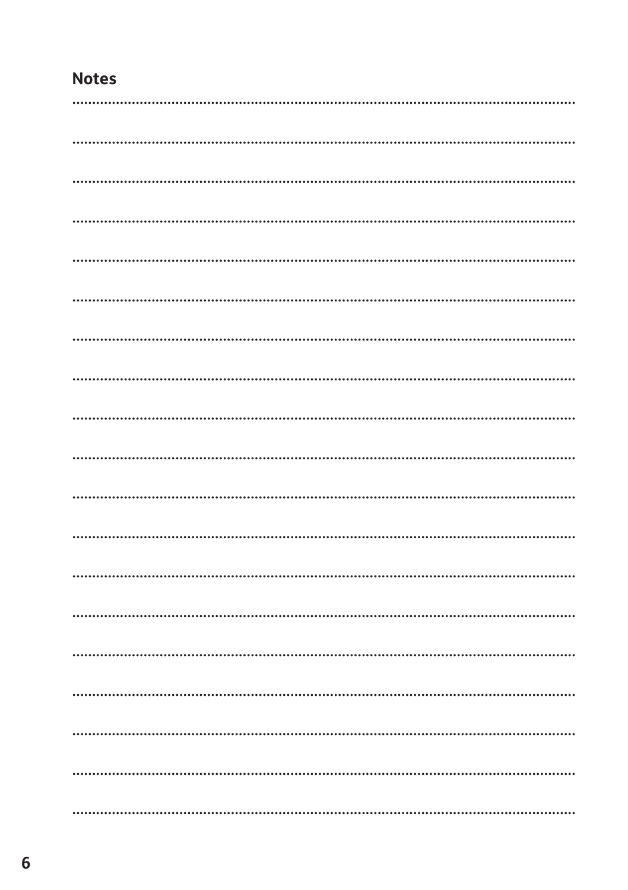## Notes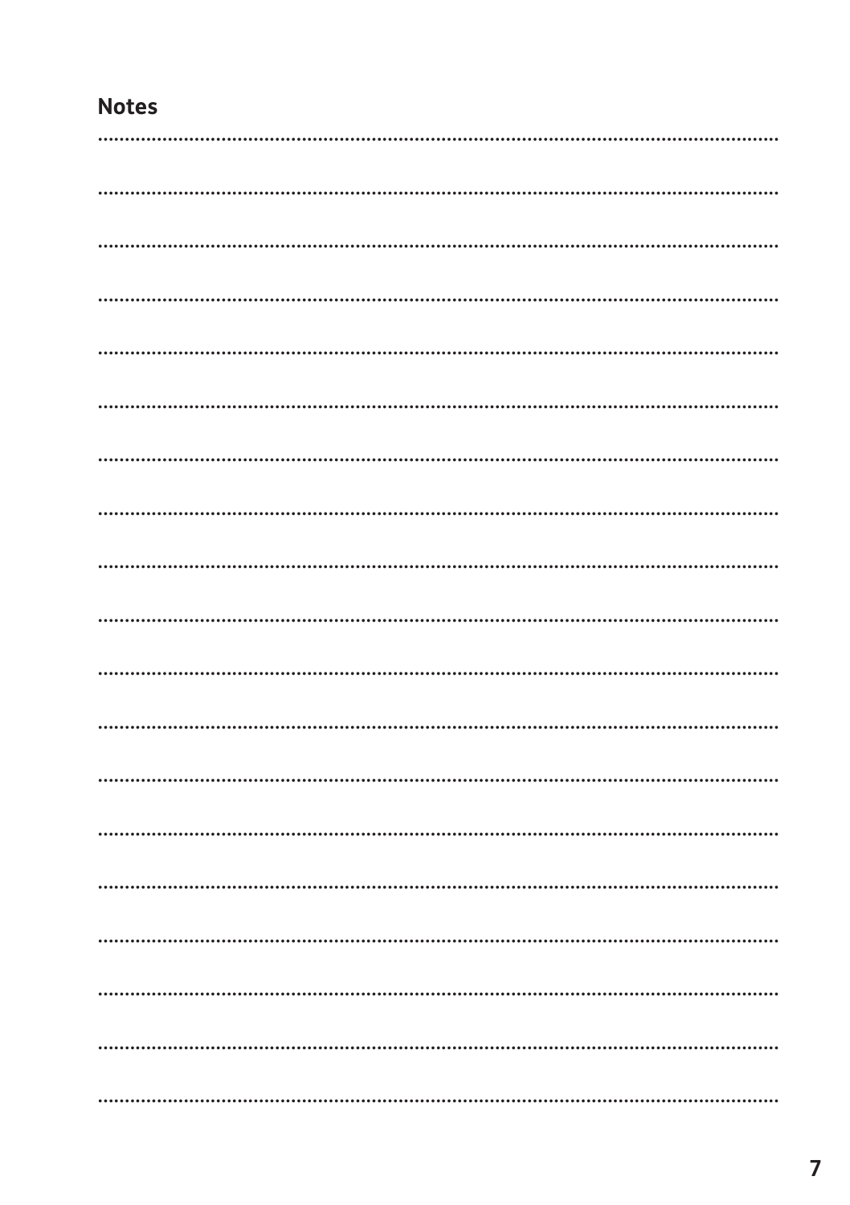## Notes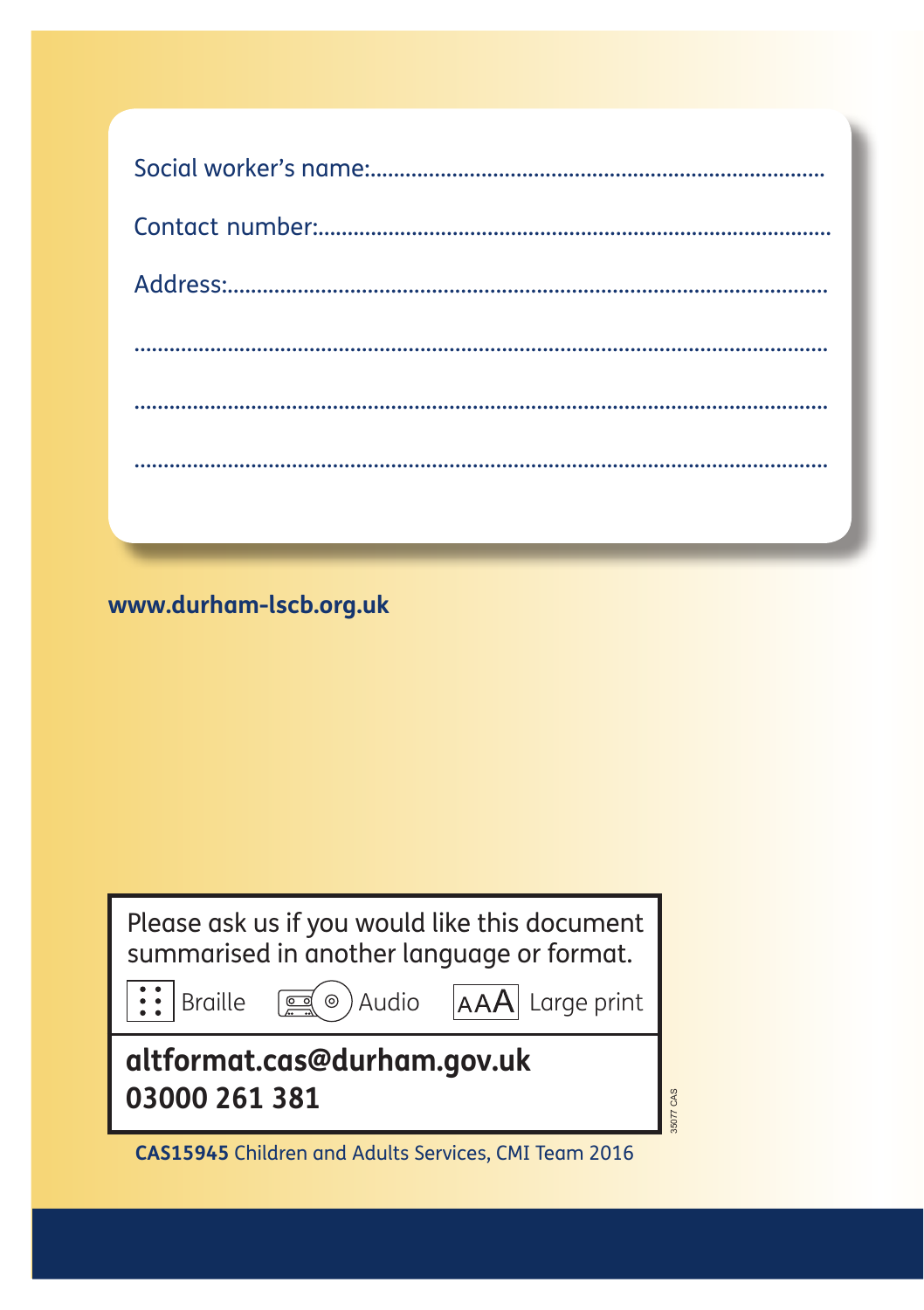Social worker's name:.......................................................................

Contact number:.............................................................................

Address:........................................................................................

......................................................................................................

......................................................................................................

......................................................................................................

**www.durham-lscb.org.uk**

Please ask us if you would like this document summarised in another language or format.

Braille Audio Large print

**altformat.cas@durham.gov.uk**
**03000 261 381**

35077 CAS

**CAS15945** Children and Adults Services, CMI Team 2016